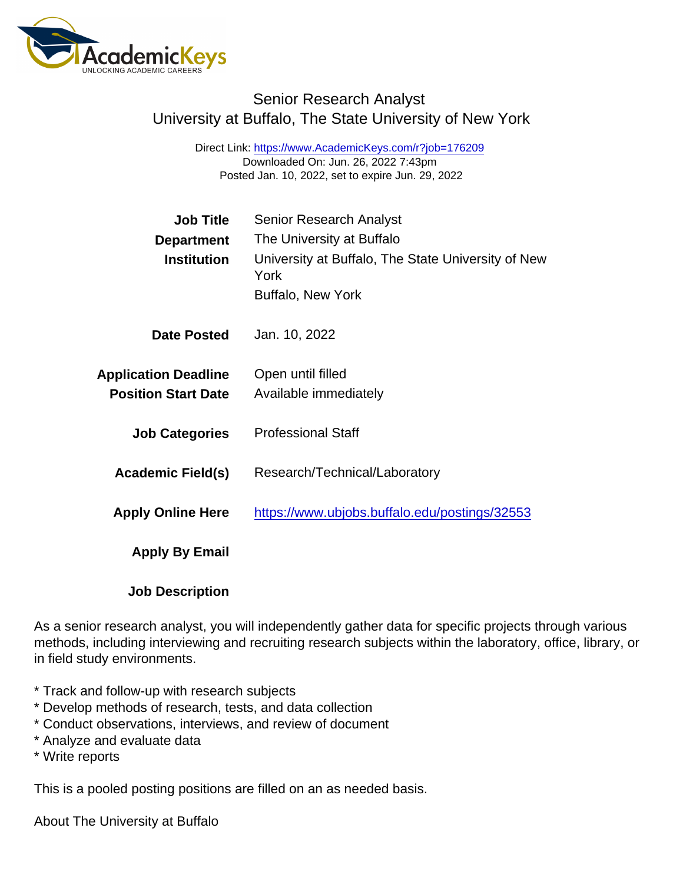# Senior Research Analyst

## University at Buffalo, The State University of New York

Direct Link: https://www.AcademicKeys.com/r?job=176209
Downloaded On: Jun. 26, 2022 7:43pm
Posted Jan. 10, 2022, set to expire Jun. 29, 2022

| | |
|---|---|
| **Job Title** | Senior Research Analyst |
| **Department** | The University at Buffalo |
| **Institution** | University at Buffalo, The State University of New York<br>Buffalo, New York |
| **Date Posted** | Jan. 10, 2022 |
| **Application Deadline** | Open until filled |
| **Position Start Date** | Available immediately |
| **Job Categories** | Professional Staff |
| **Academic Field(s)** | Research/Technical/Laboratory |
| **Apply Online Here** | https://www.ubjobs.buffalo.edu/postings/32553 |
| **Apply By Email** | |

**Job Description**

As a senior research analyst, you will independently gather data for specific projects through various methods, including interviewing and recruiting research subjects within the laboratory, office, library, or in field study environments.

* Track and follow-up with research subjects
* Develop methods of research, tests, and data collection
* Conduct observations, interviews, and review of document
* Analyze and evaluate data
* Write reports

This is a pooled posting positions are filled on an as needed basis.

About The University at Buffalo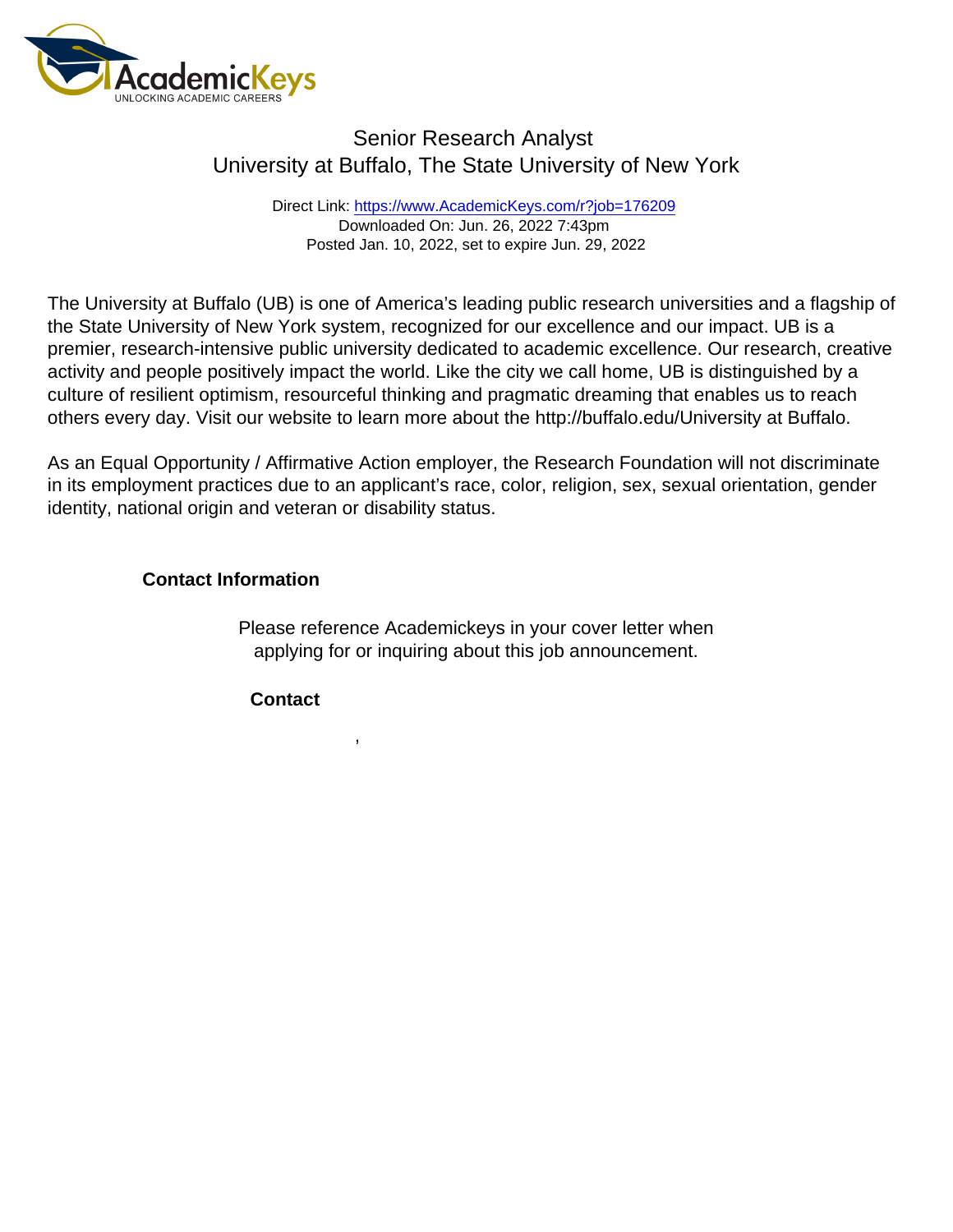# Senior Research Analyst
## University at Buffalo, The State University of New York

Direct Link: https://www.AcademicKeys.com/r?job=176209
Downloaded On: Jun. 26, 2022 7:43pm
Posted Jan. 10, 2022, set to expire Jun. 29, 2022

The University at Buffalo (UB) is one of America's leading public research universities and a flagship of the State University of New York system, recognized for our excellence and our impact. UB is a premier, research-intensive public university dedicated to academic excellence. Our research, creative activity and people positively impact the world. Like the city we call home, UB is distinguished by a culture of resilient optimism, resourceful thinking and pragmatic dreaming that enables us to reach others every day. Visit our website to learn more about the http://buffalo.edu/University at Buffalo.

As an Equal Opportunity / Affirmative Action employer, the Research Foundation will not discriminate in its employment practices due to an applicant's race, color, religion, sex, sexual orientation, gender identity, national origin and veteran or disability status.

### Contact Information

Please reference Academickeys in your cover letter when applying for or inquiring about this job announcement.

**Contact**

,